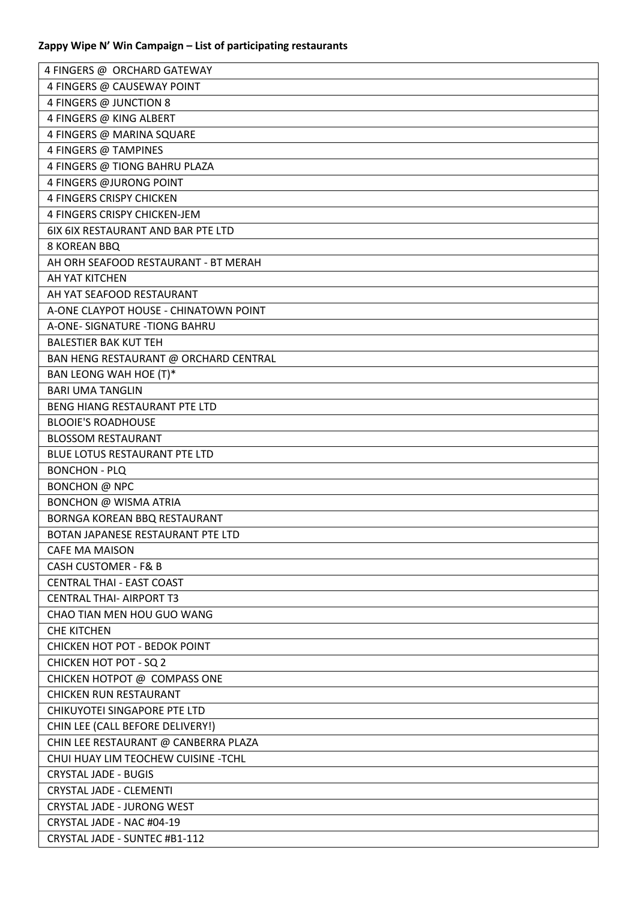**Zappy Wipe N' Win Campaign – List of participating restaurants**

| 4 FINGERS @ ORCHARD GATEWAY |
|---|
| 4 FINGERS @ CAUSEWAY POINT |
| 4 FINGERS @ JUNCTION 8 |
| 4 FINGERS @ KING ALBERT |
| 4 FINGERS @ MARINA SQUARE |
| 4 FINGERS @ TAMPINES |
| 4 FINGERS @ TIONG BAHRU PLAZA |
| 4 FINGERS @JURONG POINT |
| 4 FINGERS CRISPY CHICKEN |
| 4 FINGERS CRISPY CHICKEN-JEM |
| 6IX 6IX RESTAURANT AND BAR PTE LTD |
| 8 KOREAN BBQ |
| AH ORH SEAFOOD RESTAURANT - BT MERAH |
| AH YAT KITCHEN |
| AH YAT SEAFOOD RESTAURANT |
| A-ONE CLAYPOT HOUSE - CHINATOWN POINT |
| A-ONE- SIGNATURE -TIONG BAHRU |
| BALESTIER BAK KUT TEH |
| BAN HENG RESTAURANT @ ORCHARD CENTRAL |
| BAN LEONG WAH HOE (T)* |
| BARI UMA TANGLIN |
| BENG HIANG RESTAURANT PTE LTD |
| BLOOIE'S ROADHOUSE |
| BLOSSOM RESTAURANT |
| BLUE LOTUS RESTAURANT PTE LTD |
| BONCHON - PLQ |
| BONCHON @ NPC |
| BONCHON @ WISMA ATRIA |
| BORNGA KOREAN BBQ RESTAURANT |
| BOTAN JAPANESE RESTAURANT PTE LTD |
| CAFE MA MAISON |
| CASH CUSTOMER - F& B |
| CENTRAL THAI - EAST COAST |
| CENTRAL THAI- AIRPORT T3 |
| CHAO TIAN MEN HOU GUO WANG |
| CHE KITCHEN |
| CHICKEN HOT POT - BEDOK POINT |
| CHICKEN HOT POT - SQ 2 |
| CHICKEN HOTPOT @ COMPASS ONE |
| CHICKEN RUN RESTAURANT |
| CHIKUYOTEI SINGAPORE PTE LTD |
| CHIN LEE (CALL BEFORE DELIVERY!) |
| CHIN LEE RESTAURANT @ CANBERRA PLAZA |
| CHUI HUAY LIM TEOCHEW CUISINE -TCHL |
| CRYSTAL JADE - BUGIS |
| CRYSTAL JADE - CLEMENTI |
| CRYSTAL JADE - JURONG WEST |
| CRYSTAL JADE - NAC #04-19 |
| CRYSTAL JADE - SUNTEC #B1-112 |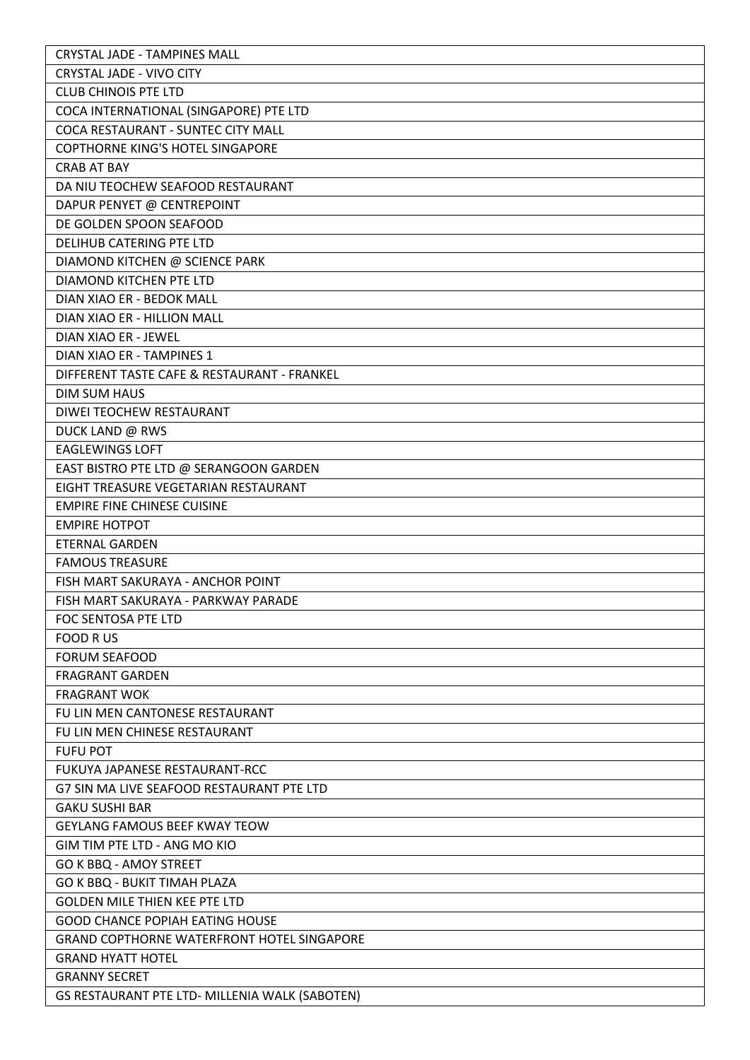| CRYSTAL JADE - TAMPINES MALL |
| --- |
| CRYSTAL JADE - VIVO CITY |
| CLUB CHINOIS PTE LTD |
| COCA INTERNATIONAL (SINGAPORE) PTE LTD |
| COCA RESTAURANT - SUNTEC CITY MALL |
| COPTHORNE KING'S HOTEL SINGAPORE |
| CRAB AT BAY |
| DA NIU TEOCHEW SEAFOOD RESTAURANT |
| DAPUR PENYET @ CENTREPOINT |
| DE GOLDEN SPOON SEAFOOD |
| DELIHUB CATERING PTE LTD |
| DIAMOND KITCHEN @ SCIENCE PARK |
| DIAMOND KITCHEN PTE LTD |
| DIAN XIAO ER - BEDOK MALL |
| DIAN XIAO ER - HILLION MALL |
| DIAN XIAO ER - JEWEL |
| DIAN XIAO ER - TAMPINES 1 |
| DIFFERENT TASTE CAFE & RESTAURANT - FRANKEL |
| DIM SUM HAUS |
| DIWEI TEOCHEW RESTAURANT |
| DUCK LAND @ RWS |
| EAGLEWINGS LOFT |
| EAST BISTRO PTE LTD @ SERANGOON GARDEN |
| EIGHT TREASURE VEGETARIAN RESTAURANT |
| EMPIRE FINE CHINESE CUISINE |
| EMPIRE HOTPOT |
| ETERNAL GARDEN |
| FAMOUS TREASURE |
| FISH MART SAKURAYA - ANCHOR POINT |
| FISH MART SAKURAYA - PARKWAY PARADE |
| FOC SENTOSA PTE LTD |
| FOOD R US |
| FORUM SEAFOOD |
| FRAGRANT GARDEN |
| FRAGRANT WOK |
| FU LIN MEN CANTONESE RESTAURANT |
| FU LIN MEN CHINESE RESTAURANT |
| FUFU POT |
| FUKUYA JAPANESE RESTAURANT-RCC |
| G7 SIN MA LIVE SEAFOOD RESTAURANT PTE LTD |
| GAKU SUSHI BAR |
| GEYLANG FAMOUS BEEF KWAY TEOW |
| GIM TIM PTE LTD - ANG MO KIO |
| GO K BBQ - AMOY STREET |
| GO K BBQ - BUKIT TIMAH PLAZA |
| GOLDEN MILE THIEN KEE PTE LTD |
| GOOD CHANCE POPIAH EATING HOUSE |
| GRAND COPTHORNE WATERFRONT HOTEL SINGAPORE |
| GRAND HYATT HOTEL |
| GRANNY SECRET |
| GS RESTAURANT PTE LTD- MILLENIA WALK (SABOTEN) |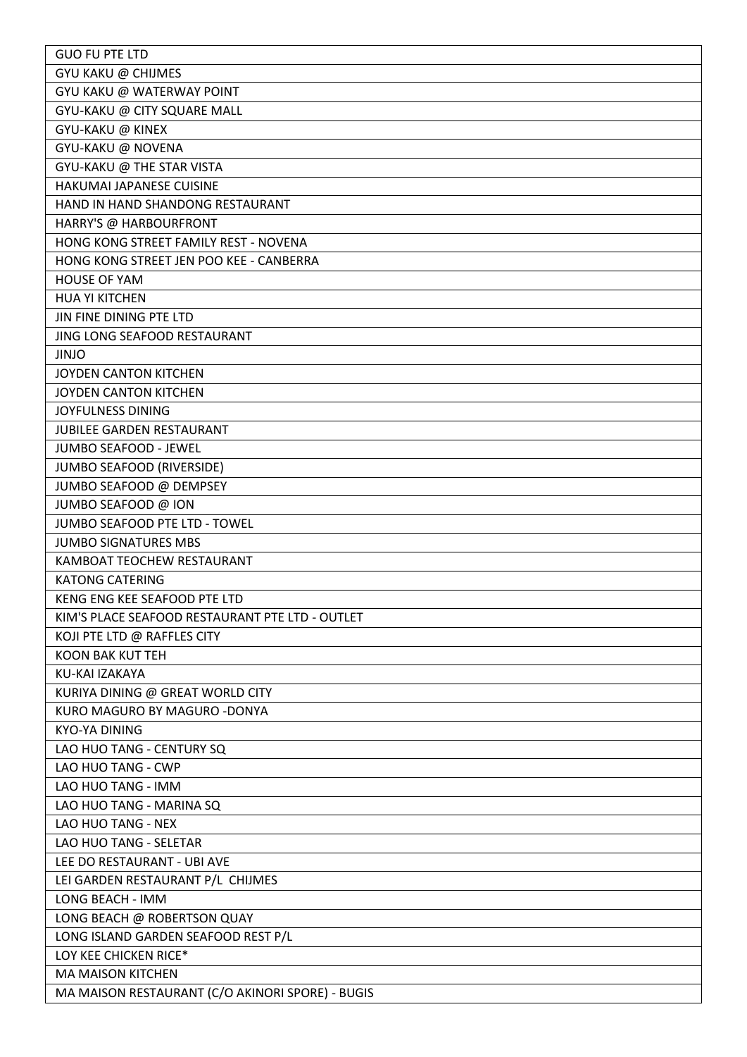| GUO FU PTE LTD |
|---|
| GYU KAKU @ CHIJMES |
| GYU KAKU @ WATERWAY POINT |
| GYU-KAKU @ CITY SQUARE MALL |
| GYU-KAKU @ KINEX |
| GYU-KAKU @ NOVENA |
| GYU-KAKU @ THE STAR VISTA |
| HAKUMAI JAPANESE CUISINE |
| HAND IN HAND SHANDONG RESTAURANT |
| HARRY'S @ HARBOURFRONT |
| HONG KONG STREET FAMILY REST - NOVENA |
| HONG KONG STREET JEN POO KEE - CANBERRA |
| HOUSE OF YAM |
| HUA YI KITCHEN |
| JIN FINE DINING PTE LTD |
| JING LONG SEAFOOD RESTAURANT |
| JINJO |
| JOYDEN CANTON KITCHEN |
| JOYDEN CANTON KITCHEN |
| JOYFULNESS DINING |
| JUBILEE GARDEN RESTAURANT |
| JUMBO SEAFOOD - JEWEL |
| JUMBO SEAFOOD (RIVERSIDE) |
| JUMBO SEAFOOD @ DEMPSEY |
| JUMBO SEAFOOD @ ION |
| JUMBO SEAFOOD PTE LTD - TOWEL |
| JUMBO SIGNATURES MBS |
| KAMBOAT TEOCHEW RESTAURANT |
| KATONG CATERING |
| KENG ENG KEE SEAFOOD PTE LTD |
| KIM'S PLACE SEAFOOD RESTAURANT PTE LTD - OUTLET |
| KOJI PTE LTD @ RAFFLES CITY |
| KOON BAK KUT TEH |
| KU-KAI IZAKAYA |
| KURIYA DINING @ GREAT WORLD CITY |
| KURO MAGURO BY MAGURO -DONYA |
| KYO-YA DINING |
| LAO HUO TANG - CENTURY SQ |
| LAO HUO TANG - CWP |
| LAO HUO TANG - IMM |
| LAO HUO TANG - MARINA SQ |
| LAO HUO TANG - NEX |
| LAO HUO TANG - SELETAR |
| LEE DO RESTAURANT - UBI AVE |
| LEI GARDEN RESTAURANT P/L CHIJMES |
| LONG BEACH - IMM |
| LONG BEACH @ ROBERTSON QUAY |
| LONG ISLAND GARDEN SEAFOOD REST P/L |
| LOY KEE CHICKEN RICE* |
| MA MAISON KITCHEN |
| MA MAISON RESTAURANT (C/O AKINORI SPORE) - BUGIS |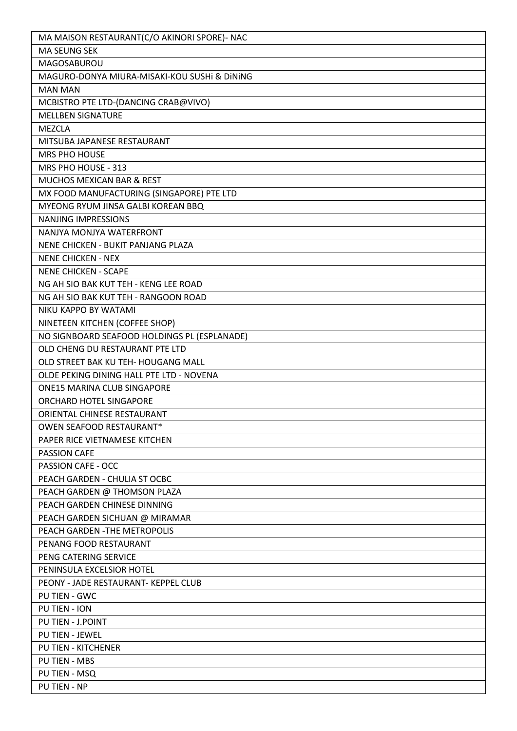| MA MAISON RESTAURANT(C/O AKINORI SPORE)- NAC |
|---|
| MA SEUNG SEK |
| MAGOSABUROU |
| MAGURO-DONYA MIURA-MISAKI-KOU SUSHi & DiNiNG |
| MAN MAN |
| MCBISTRO PTE LTD-(DANCING CRAB@VIVO) |
| MELLBEN SIGNATURE |
| MEZCLA |
| MITSUBA JAPANESE RESTAURANT |
| MRS PHO HOUSE |
| MRS PHO HOUSE - 313 |
| MUCHOS MEXICAN BAR & REST |
| MX FOOD MANUFACTURING (SINGAPORE) PTE LTD |
| MYEONG RYUM JINSA GALBI KOREAN BBQ |
| NANJING IMPRESSIONS |
| NANJYA MONJYA WATERFRONT |
| NENE CHICKEN - BUKIT PANJANG PLAZA |
| NENE CHICKEN - NEX |
| NENE CHICKEN - SCAPE |
| NG AH SIO BAK KUT TEH - KENG LEE ROAD |
| NG AH SIO BAK KUT TEH - RANGOON ROAD |
| NIKU KAPPO BY WATAMI |
| NINETEEN KITCHEN (COFFEE SHOP) |
| NO SIGNBOARD SEAFOOD HOLDINGS PL (ESPLANADE) |
| OLD CHENG DU RESTAURANT PTE LTD |
| OLD STREET BAK KU TEH- HOUGANG MALL |
| OLDE PEKING DINING HALL PTE LTD - NOVENA |
| ONE15 MARINA CLUB SINGAPORE |
| ORCHARD HOTEL SINGAPORE |
| ORIENTAL CHINESE RESTAURANT |
| OWEN SEAFOOD RESTAURANT* |
| PAPER RICE VIETNAMESE KITCHEN |
| PASSION CAFE |
| PASSION CAFE - OCC |
| PEACH GARDEN - CHULIA ST OCBC |
| PEACH GARDEN @ THOMSON PLAZA |
| PEACH GARDEN CHINESE DINNING |
| PEACH GARDEN SICHUAN @ MIRAMAR |
| PEACH GARDEN -THE METROPOLIS |
| PENANG FOOD RESTAURANT |
| PENG CATERING SERVICE |
| PENINSULA EXCELSIOR HOTEL |
| PEONY - JADE RESTAURANT- KEPPEL CLUB |
| PU TIEN - GWC |
| PU TIEN - ION |
| PU TIEN - J.POINT |
| PU TIEN - JEWEL |
| PU TIEN - KITCHENER |
| PU TIEN - MBS |
| PU TIEN - MSQ |
| PU TIEN - NP |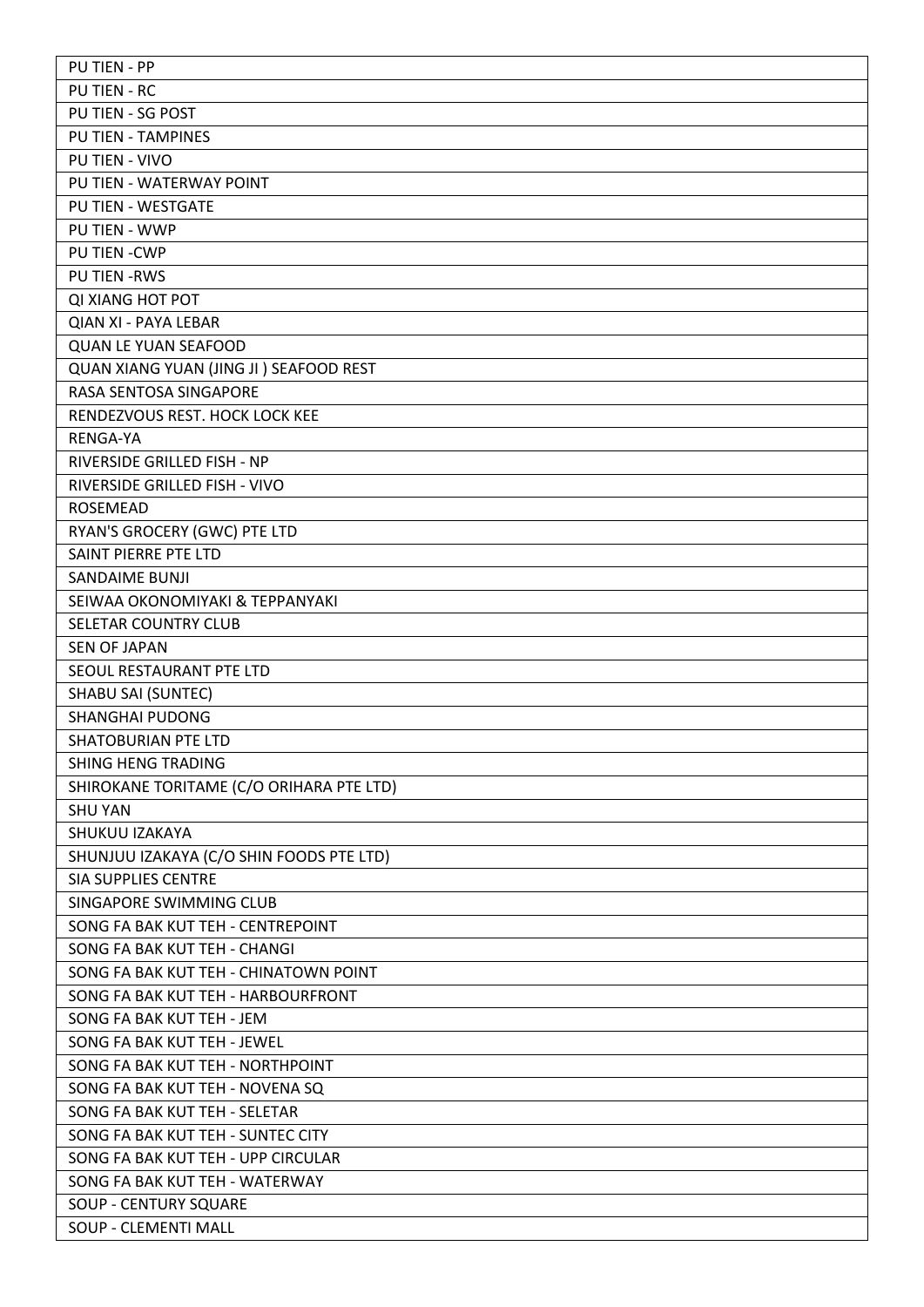| PU TIEN - PP |
|---|
| PU TIEN - RC |
| PU TIEN - SG POST |
| PU TIEN - TAMPINES |
| PU TIEN - VIVO |
| PU TIEN - WATERWAY POINT |
| PU TIEN - WESTGATE |
| PU TIEN - WWP |
| PU TIEN -CWP |
| PU TIEN -RWS |
| QI XIANG HOT POT |
| QIAN XI - PAYA LEBAR |
| QUAN LE YUAN SEAFOOD |
| QUAN XIANG YUAN (JING JI ) SEAFOOD REST |
| RASA SENTOSA SINGAPORE |
| RENDEZVOUS REST. HOCK LOCK KEE |
| RENGA-YA |
| RIVERSIDE GRILLED FISH - NP |
| RIVERSIDE GRILLED FISH - VIVO |
| ROSEMEAD |
| RYAN'S GROCERY (GWC) PTE LTD |
| SAINT PIERRE PTE LTD |
| SANDAIME BUNJI |
| SEIWAA OKONOMIYAKI & TEPPANYAKI |
| SELETAR COUNTRY CLUB |
| SEN OF JAPAN |
| SEOUL RESTAURANT PTE LTD |
| SHABU SAI (SUNTEC) |
| SHANGHAI PUDONG |
| SHATOBURIAN PTE LTD |
| SHING HENG TRADING |
| SHIROKANE TORITAME (C/O ORIHARA PTE LTD) |
| SHU YAN |
| SHUKUU IZAKAYA |
| SHUNJUU IZAKAYA (C/O SHIN FOODS PTE LTD) |
| SIA SUPPLIES CENTRE |
| SINGAPORE SWIMMING CLUB |
| SONG FA BAK KUT TEH - CENTREPOINT |
| SONG FA BAK KUT TEH - CHANGI |
| SONG FA BAK KUT TEH - CHINATOWN POINT |
| SONG FA BAK KUT TEH - HARBOURFRONT |
| SONG FA BAK KUT TEH - JEM |
| SONG FA BAK KUT TEH - JEWEL |
| SONG FA BAK KUT TEH - NORTHPOINT |
| SONG FA BAK KUT TEH - NOVENA SQ |
| SONG FA BAK KUT TEH - SELETAR |
| SONG FA BAK KUT TEH - SUNTEC CITY |
| SONG FA BAK KUT TEH - UPP CIRCULAR |
| SONG FA BAK KUT TEH - WATERWAY |
| SOUP - CENTURY SQUARE |
| SOUP - CLEMENTI MALL |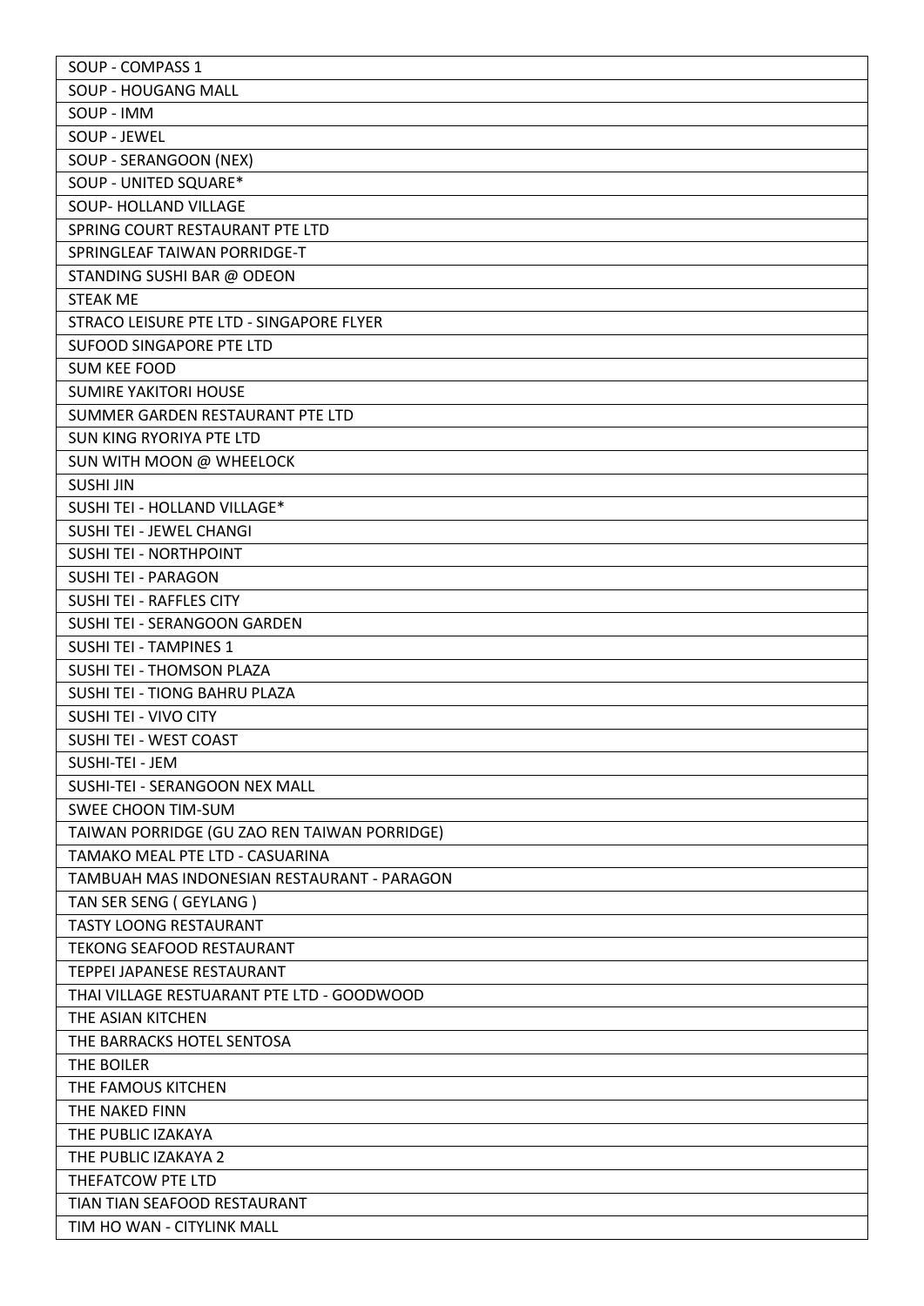| SOUP - COMPASS 1 |
| --- |
| SOUP - HOUGANG MALL |
| SOUP - IMM |
| SOUP - JEWEL |
| SOUP - SERANGOON (NEX) |
| SOUP - UNITED SQUARE* |
| SOUP- HOLLAND VILLAGE |
| SPRING COURT RESTAURANT PTE LTD |
| SPRINGLEAF TAIWAN PORRIDGE-T |
| STANDING SUSHI BAR @ ODEON |
| STEAK ME |
| STRACO LEISURE PTE LTD - SINGAPORE FLYER |
| SUFOOD SINGAPORE PTE LTD |
| SUM KEE FOOD |
| SUMIRE YAKITORI HOUSE |
| SUMMER GARDEN RESTAURANT PTE LTD |
| SUN KING RYORIYA PTE LTD |
| SUN WITH MOON @ WHEELOCK |
| SUSHI JIN |
| SUSHI TEI - HOLLAND VILLAGE* |
| SUSHI TEI - JEWEL CHANGI |
| SUSHI TEI - NORTHPOINT |
| SUSHI TEI - PARAGON |
| SUSHI TEI - RAFFLES CITY |
| SUSHI TEI - SERANGOON GARDEN |
| SUSHI TEI - TAMPINES 1 |
| SUSHI TEI - THOMSON PLAZA |
| SUSHI TEI - TIONG BAHRU PLAZA |
| SUSHI TEI - VIVO CITY |
| SUSHI TEI - WEST COAST |
| SUSHI-TEI - JEM |
| SUSHI-TEI - SERANGOON NEX MALL |
| SWEE CHOON TIM-SUM |
| TAIWAN PORRIDGE (GU ZAO REN TAIWAN PORRIDGE) |
| TAMAKO MEAL PTE LTD - CASUARINA |
| TAMBUAH MAS INDONESIAN RESTAURANT - PARAGON |
| TAN SER SENG ( GEYLANG ) |
| TASTY LOONG RESTAURANT |
| TEKONG SEAFOOD RESTAURANT |
| TEPPEI JAPANESE RESTAURANT |
| THAI VILLAGE RESTUARANT PTE LTD - GOODWOOD |
| THE ASIAN KITCHEN |
| THE BARRACKS HOTEL SENTOSA |
| THE BOILER |
| THE FAMOUS KITCHEN |
| THE NAKED FINN |
| THE PUBLIC IZAKAYA |
| THE PUBLIC IZAKAYA 2 |
| THEFATCOW PTE LTD |
| TIAN TIAN SEAFOOD RESTAURANT |
| TIM HO WAN - CITYLINK MALL |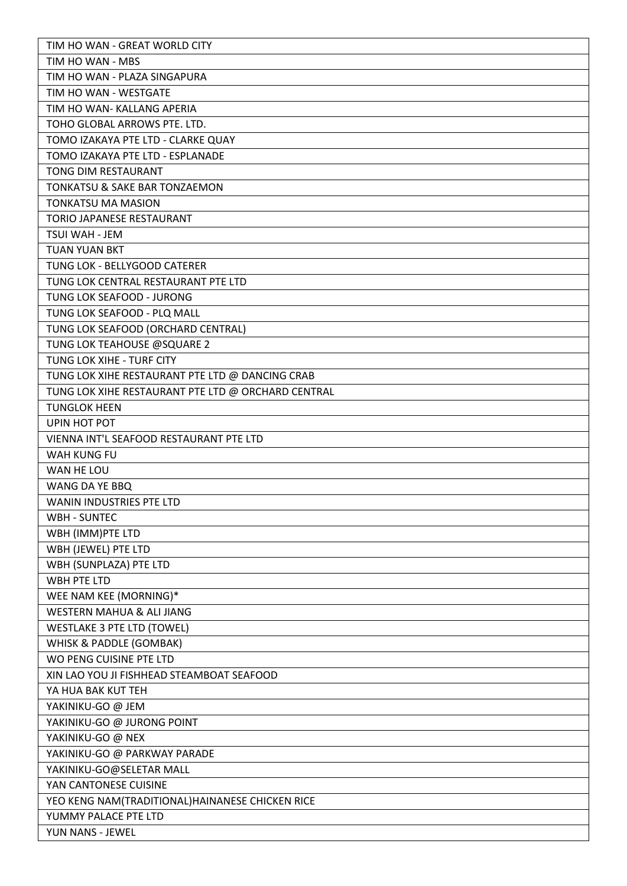| TIM HO WAN - GREAT WORLD CITY |
| --- |
| TIM HO WAN - MBS |
| TIM HO WAN - PLAZA SINGAPURA |
| TIM HO WAN - WESTGATE |
| TIM HO WAN- KALLANG APERIA |
| TOHO GLOBAL ARROWS PTE. LTD. |
| TOMO IZAKAYA PTE LTD - CLARKE QUAY |
| TOMO IZAKAYA PTE LTD - ESPLANADE |
| TONG DIM RESTAURANT |
| TONKATSU & SAKE BAR TONZAEMON |
| TONKATSU MA MASION |
| TORIO JAPANESE RESTAURANT |
| TSUI WAH - JEM |
| TUAN YUAN BKT |
| TUNG LOK - BELLYGOOD CATERER |
| TUNG LOK CENTRAL RESTAURANT PTE LTD |
| TUNG LOK SEAFOOD - JURONG |
| TUNG LOK SEAFOOD - PLQ MALL |
| TUNG LOK SEAFOOD (ORCHARD CENTRAL) |
| TUNG LOK TEAHOUSE @SQUARE 2 |
| TUNG LOK XIHE - TURF CITY |
| TUNG LOK XIHE RESTAURANT PTE LTD @ DANCING CRAB |
| TUNG LOK XIHE RESTAURANT PTE LTD @ ORCHARD CENTRAL |
| TUNGLOK HEEN |
| UPIN HOT POT |
| VIENNA INT'L SEAFOOD RESTAURANT PTE LTD |
| WAH KUNG FU |
| WAN HE LOU |
| WANG DA YE BBQ |
| WANIN INDUSTRIES PTE LTD |
| WBH - SUNTEC |
| WBH (IMM)PTE LTD |
| WBH (JEWEL) PTE LTD |
| WBH (SUNPLAZA) PTE LTD |
| WBH PTE LTD |
| WEE NAM KEE (MORNING)* |
| WESTERN MAHUA & ALI JIANG |
| WESTLAKE 3 PTE LTD (TOWEL) |
| WHISK & PADDLE (GOMBAK) |
| WO PENG CUISINE PTE LTD |
| XIN LAO YOU JI FISHHEAD STEAMBOAT SEAFOOD |
| YA HUA BAK KUT TEH |
| YAKINIKU-GO @ JEM |
| YAKINIKU-GO @ JURONG POINT |
| YAKINIKU-GO @ NEX |
| YAKINIKU-GO @ PARKWAY PARADE |
| YAKINIKU-GO@SELETAR MALL |
| YAN CANTONESE CUISINE |
| YEO KENG NAM(TRADITIONAL)HAINANESE CHICKEN RICE |
| YUMMY PALACE PTE LTD |
| YUN NANS - JEWEL |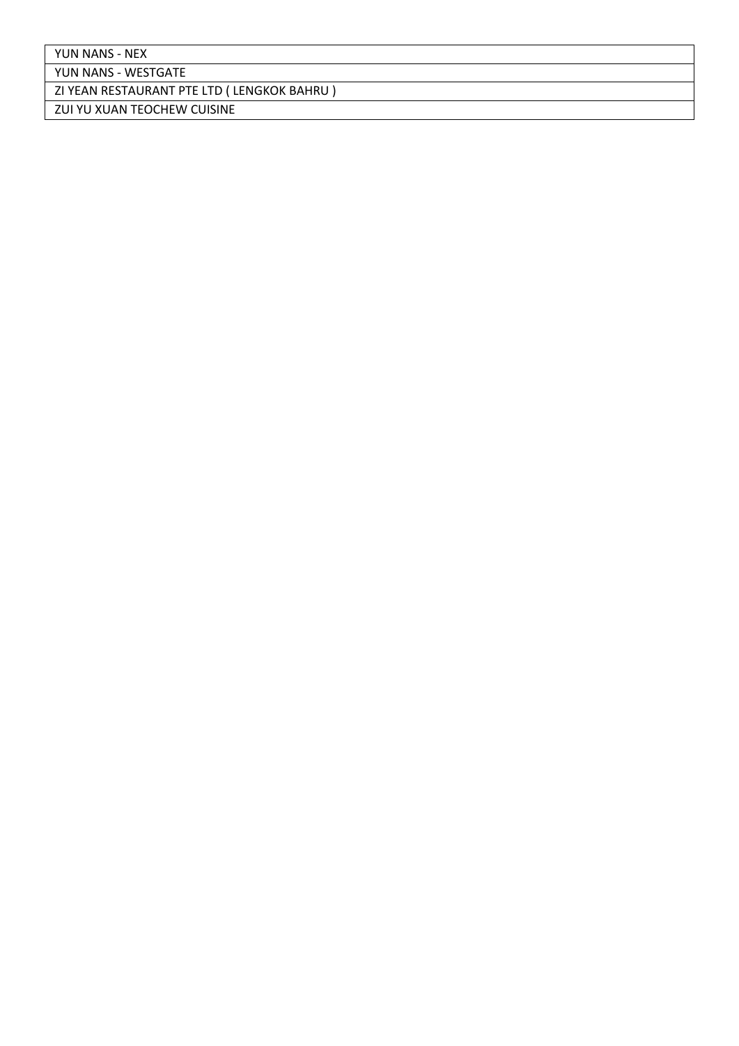| |
|---|
| YUN NANS - NEX |
| YUN NANS - WESTGATE |
| ZI YEAN RESTAURANT PTE LTD ( LENGKOK BAHRU ) |
| ZUI YU XUAN TEOCHEW CUISINE |